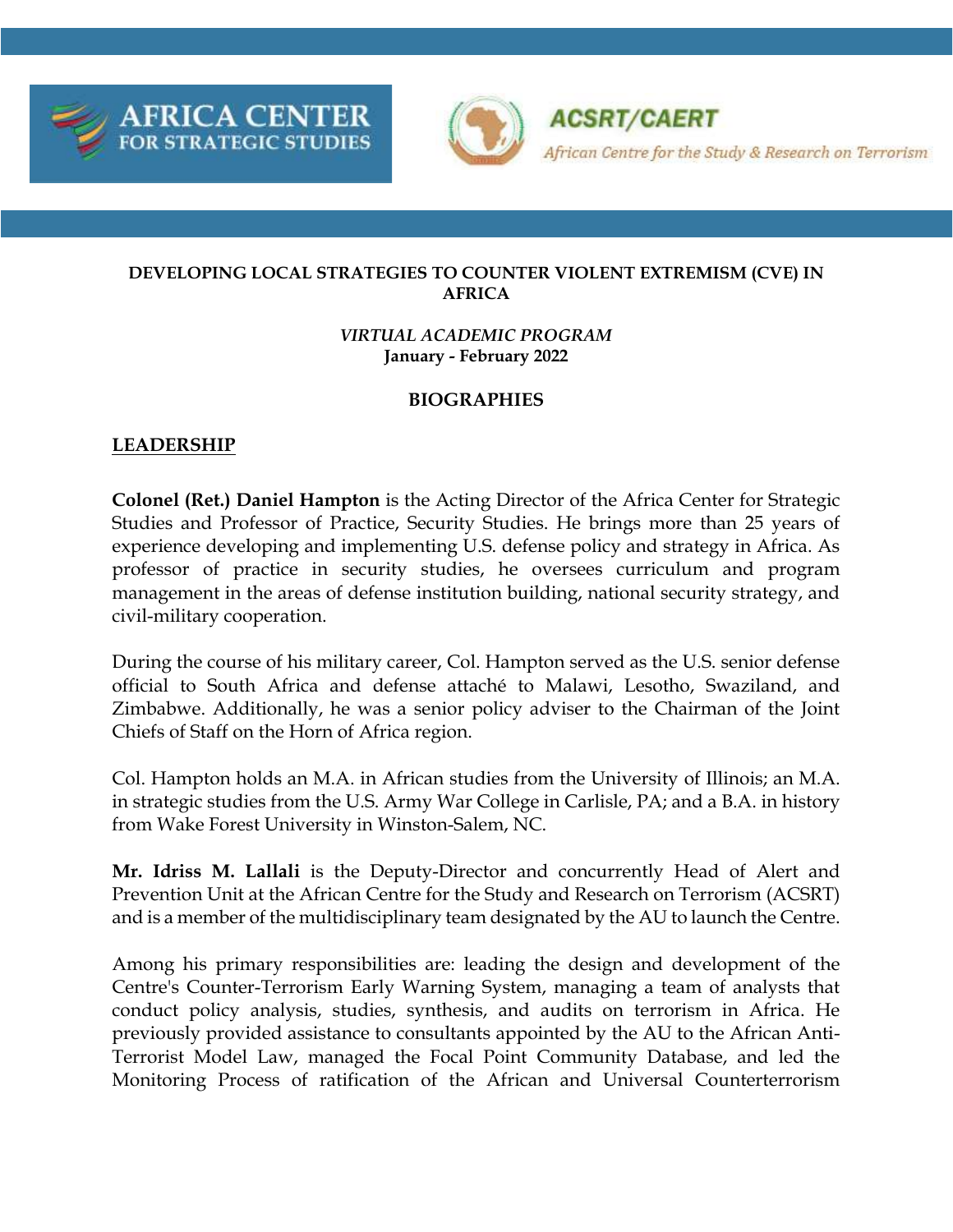AFRICA CENTER FOR STRATEGIC STUDIES

ACSRT/CAERT

*African Centre for the Study & Research on Terrorism*

**DEVELOPING LOCAL STRATEGIES TO COUNTER VIOLENT EXTREMISM (CVE) IN AFRICA**

*VIRTUAL ACADEMIC PROGRAM*
**January - February 2022**

**BIOGRAPHIES**

## LEADERSHIP

**Colonel (Ret.) Daniel Hampton** is the Acting Director of the Africa Center for Strategic Studies and Professor of Practice, Security Studies. He brings more than 25 years of experience developing and implementing U.S. defense policy and strategy in Africa. As professor of practice in security studies, he oversees curriculum and program management in the areas of defense institution building, national security strategy, and civil-military cooperation.

During the course of his military career, Col. Hampton served as the U.S. senior defense official to South Africa and defense attaché to Malawi, Lesotho, Swaziland, and Zimbabwe. Additionally, he was a senior policy adviser to the Chairman of the Joint Chiefs of Staff on the Horn of Africa region.

Col. Hampton holds an M.A. in African studies from the University of Illinois; an M.A. in strategic studies from the U.S. Army War College in Carlisle, PA; and a B.A. in history from Wake Forest University in Winston-Salem, NC.

**Mr. Idriss M. Lallali** is the Deputy-Director and concurrently Head of Alert and Prevention Unit at the African Centre for the Study and Research on Terrorism (ACSRT) and is a member of the multidisciplinary team designated by the AU to launch the Centre.

Among his primary responsibilities are: leading the design and development of the Centre's Counter-Terrorism Early Warning System, managing a team of analysts that conduct policy analysis, studies, synthesis, and audits on terrorism in Africa. He previously provided assistance to consultants appointed by the AU to the African Anti-Terrorist Model Law, managed the Focal Point Community Database, and led the Monitoring Process of ratification of the African and Universal Counterterrorism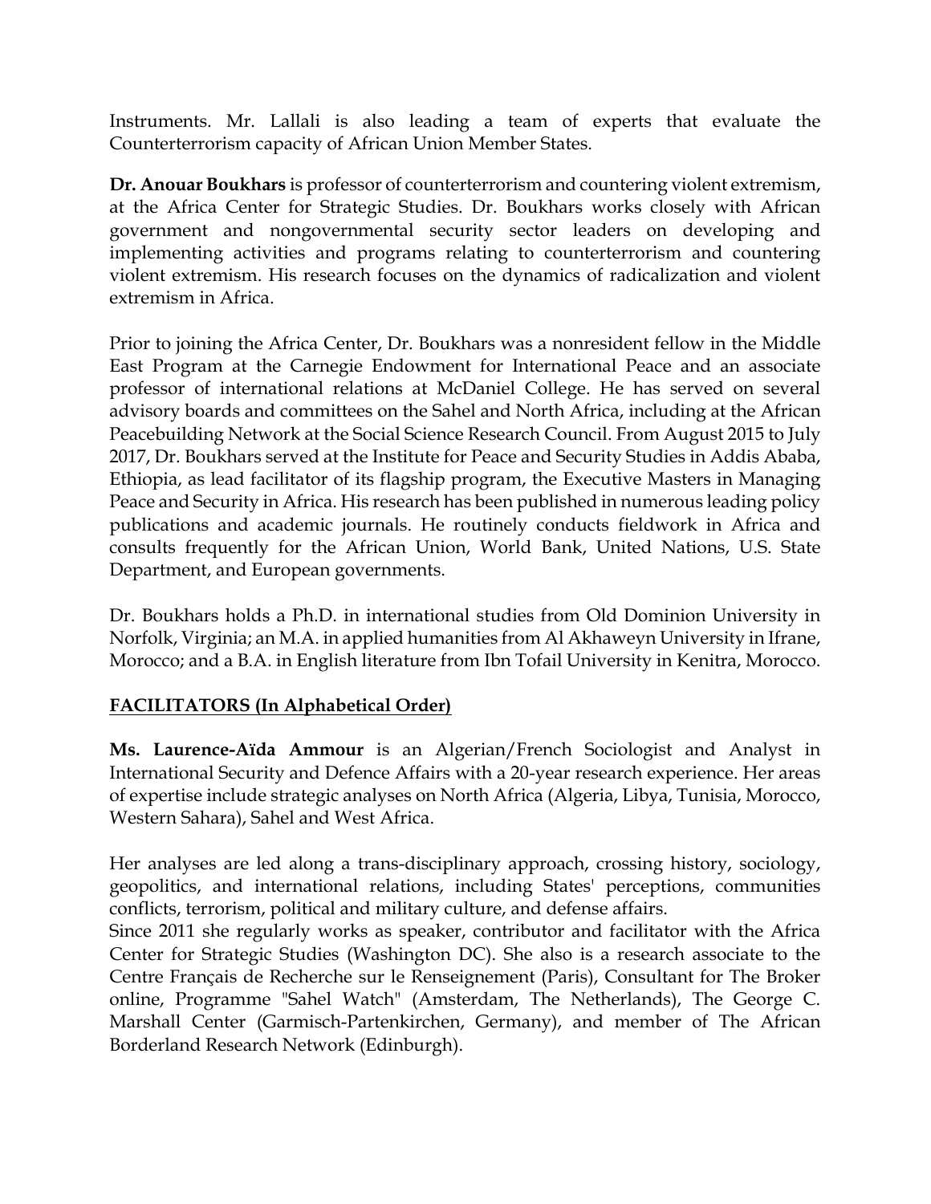Instruments. Mr. Lallali is also leading a team of experts that evaluate the Counterterrorism capacity of African Union Member States.

**Dr. Anouar Boukhars** is professor of counterterrorism and countering violent extremism, at the Africa Center for Strategic Studies. Dr. Boukhars works closely with African government and nongovernmental security sector leaders on developing and implementing activities and programs relating to counterterrorism and countering violent extremism. His research focuses on the dynamics of radicalization and violent extremism in Africa.

Prior to joining the Africa Center, Dr. Boukhars was a nonresident fellow in the Middle East Program at the Carnegie Endowment for International Peace and an associate professor of international relations at McDaniel College. He has served on several advisory boards and committees on the Sahel and North Africa, including at the African Peacebuilding Network at the Social Science Research Council. From August 2015 to July 2017, Dr. Boukhars served at the Institute for Peace and Security Studies in Addis Ababa, Ethiopia, as lead facilitator of its flagship program, the Executive Masters in Managing Peace and Security in Africa. His research has been published in numerous leading policy publications and academic journals. He routinely conducts fieldwork in Africa and consults frequently for the African Union, World Bank, United Nations, U.S. State Department, and European governments.

Dr. Boukhars holds a Ph.D. in international studies from Old Dominion University in Norfolk, Virginia; an M.A. in applied humanities from Al Akhaweyn University in Ifrane, Morocco; and a B.A. in English literature from Ibn Tofail University in Kenitra, Morocco.

**FACILITATORS (In Alphabetical Order)**

**Ms. Laurence-Aïda Ammour** is an Algerian/French Sociologist and Analyst in International Security and Defence Affairs with a 20-year research experience. Her areas of expertise include strategic analyses on North Africa (Algeria, Libya, Tunisia, Morocco, Western Sahara), Sahel and West Africa.

Her analyses are led along a trans-disciplinary approach, crossing history, sociology, geopolitics, and international relations, including States' perceptions, communities conflicts, terrorism, political and military culture, and defense affairs.
Since 2011 she regularly works as speaker, contributor and facilitator with the Africa Center for Strategic Studies (Washington DC). She also is a research associate to the Centre Français de Recherche sur le Renseignement (Paris), Consultant for The Broker online, Programme "Sahel Watch" (Amsterdam, The Netherlands), The George C. Marshall Center (Garmisch-Partenkirchen, Germany), and member of The African Borderland Research Network (Edinburgh).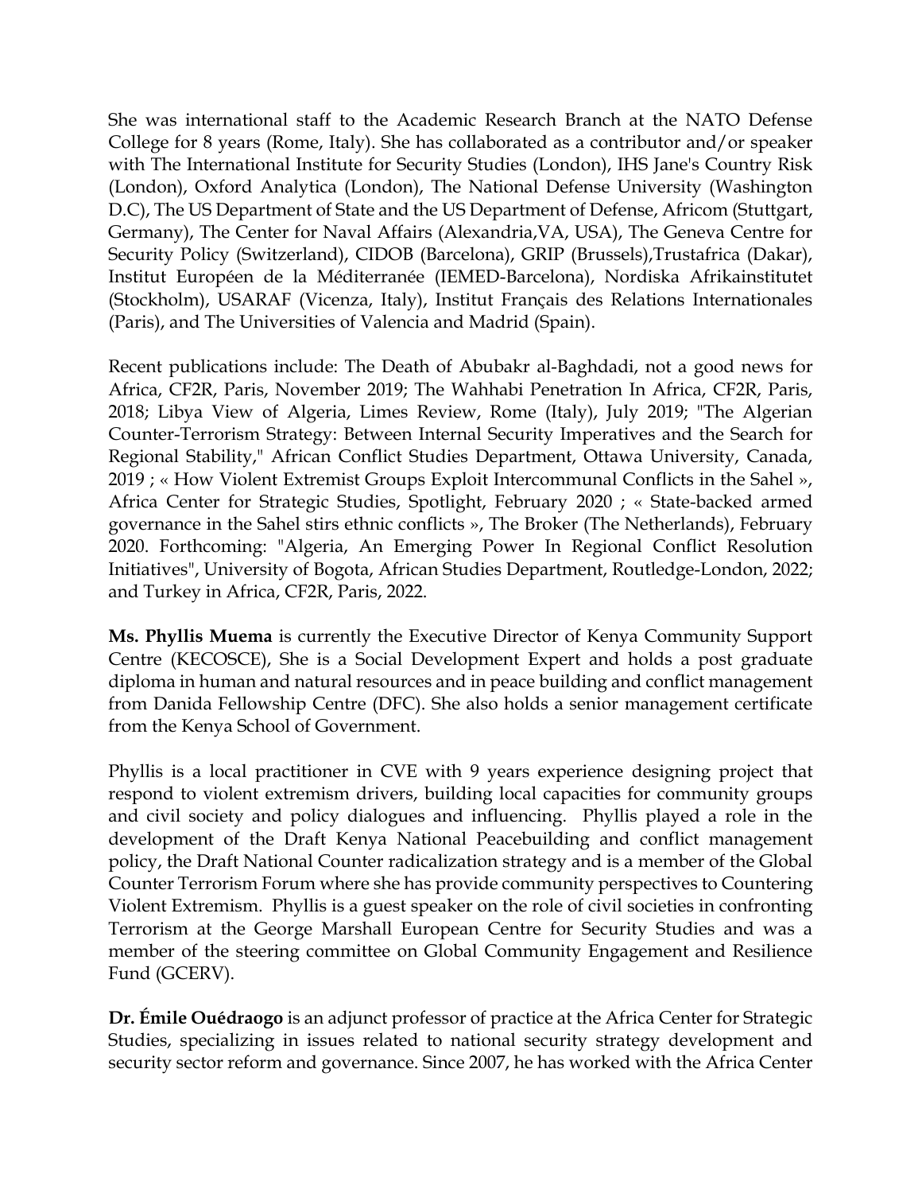She was international staff to the Academic Research Branch at the NATO Defense College for 8 years (Rome, Italy). She has collaborated as a contributor and/or speaker with The International Institute for Security Studies (London), IHS Jane's Country Risk (London), Oxford Analytica (London), The National Defense University (Washington D.C), The US Department of State and the US Department of Defense, Africom (Stuttgart, Germany), The Center for Naval Affairs (Alexandria,VA, USA), The Geneva Centre for Security Policy (Switzerland), CIDOB (Barcelona), GRIP (Brussels),Trustafrica (Dakar), Institut Européen de la Méditerranée (IEMED-Barcelona), Nordiska Afrikainstitutet (Stockholm), USARAF (Vicenza, Italy), Institut Français des Relations Internationales (Paris), and The Universities of Valencia and Madrid (Spain).

Recent publications include: The Death of Abubakr al-Baghdadi, not a good news for Africa, CF2R, Paris, November 2019; The Wahhabi Penetration In Africa, CF2R, Paris, 2018; Libya View of Algeria, Limes Review, Rome (Italy), July 2019; "The Algerian Counter-Terrorism Strategy: Between Internal Security Imperatives and the Search for Regional Stability," African Conflict Studies Department, Ottawa University, Canada, 2019 ; « How Violent Extremist Groups Exploit Intercommunal Conflicts in the Sahel », Africa Center for Strategic Studies, Spotlight, February 2020 ; « State-backed armed governance in the Sahel stirs ethnic conflicts », The Broker (The Netherlands), February 2020. Forthcoming: "Algeria, An Emerging Power In Regional Conflict Resolution Initiatives", University of Bogota, African Studies Department, Routledge-London, 2022; and Turkey in Africa, CF2R, Paris, 2022.

**Ms. Phyllis Muema** is currently the Executive Director of Kenya Community Support Centre (KECOSCE), She is a Social Development Expert and holds a post graduate diploma in human and natural resources and in peace building and conflict management from Danida Fellowship Centre (DFC). She also holds a senior management certificate from the Kenya School of Government.

Phyllis is a local practitioner in CVE with 9 years experience designing project that respond to violent extremism drivers, building local capacities for community groups and civil society and policy dialogues and influencing. Phyllis played a role in the development of the Draft Kenya National Peacebuilding and conflict management policy, the Draft National Counter radicalization strategy and is a member of the Global Counter Terrorism Forum where she has provide community perspectives to Countering Violent Extremism. Phyllis is a guest speaker on the role of civil societies in confronting Terrorism at the George Marshall European Centre for Security Studies and was a member of the steering committee on Global Community Engagement and Resilience Fund (GCERV).

**Dr. Émile Ouédraogo** is an adjunct professor of practice at the Africa Center for Strategic Studies, specializing in issues related to national security strategy development and security sector reform and governance. Since 2007, he has worked with the Africa Center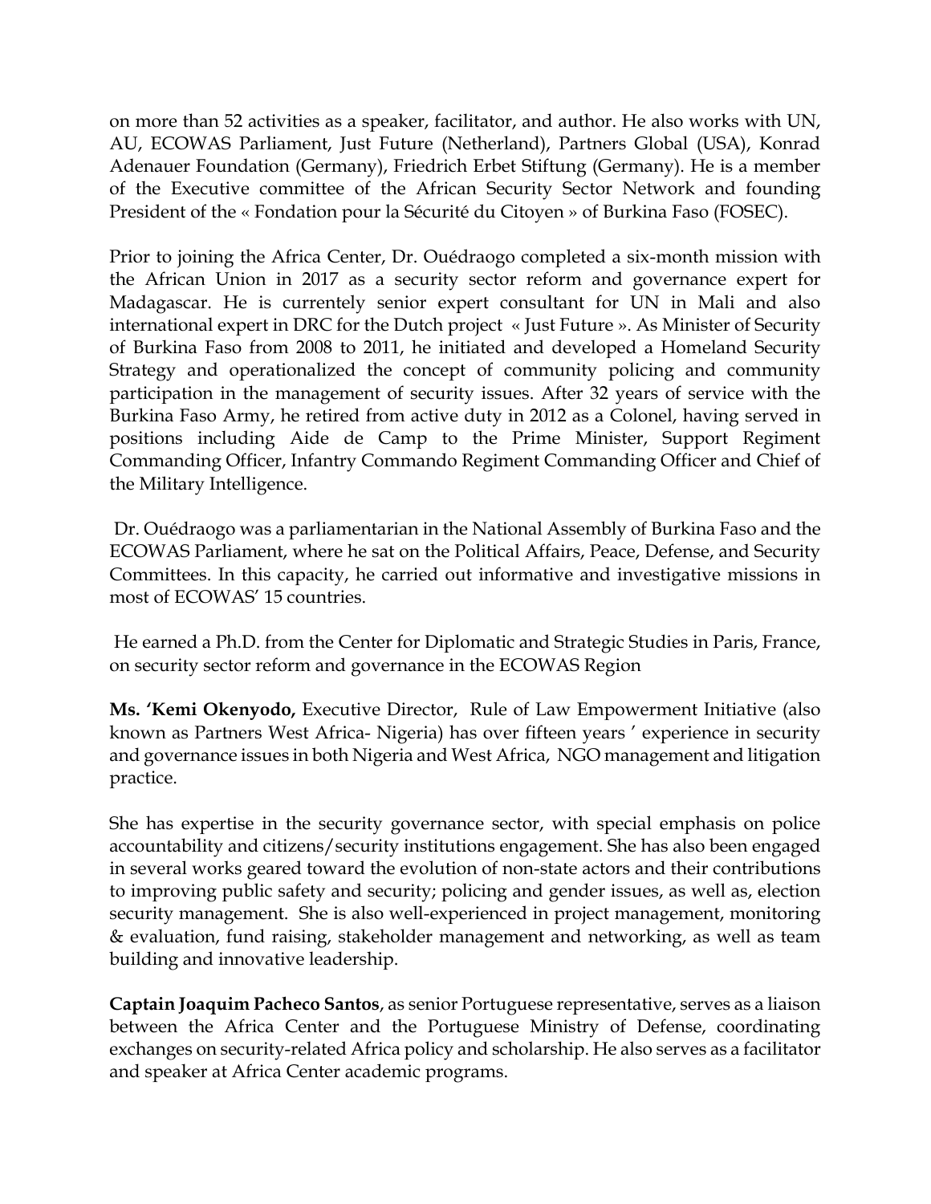on more than 52 activities as a speaker, facilitator, and author. He also works with UN, AU, ECOWAS Parliament, Just Future (Netherland), Partners Global (USA), Konrad Adenauer Foundation (Germany), Friedrich Erbet Stiftung (Germany). He is a member of the Executive committee of the African Security Sector Network and founding President of the « Fondation pour la Sécurité du Citoyen » of Burkina Faso (FOSEC).

Prior to joining the Africa Center, Dr. Ouédraogo completed a six-month mission with the African Union in 2017 as a security sector reform and governance expert for Madagascar. He is currentely senior expert consultant for UN in Mali and also international expert in DRC for the Dutch project « Just Future ». As Minister of Security of Burkina Faso from 2008 to 2011, he initiated and developed a Homeland Security Strategy and operationalized the concept of community policing and community participation in the management of security issues. After 32 years of service with the Burkina Faso Army, he retired from active duty in 2012 as a Colonel, having served in positions including Aide de Camp to the Prime Minister, Support Regiment Commanding Officer, Infantry Commando Regiment Commanding Officer and Chief of the Military Intelligence.

Dr. Ouédraogo was a parliamentarian in the National Assembly of Burkina Faso and the ECOWAS Parliament, where he sat on the Political Affairs, Peace, Defense, and Security Committees. In this capacity, he carried out informative and investigative missions in most of ECOWAS' 15 countries.

He earned a Ph.D. from the Center for Diplomatic and Strategic Studies in Paris, France, on security sector reform and governance in the ECOWAS Region

**Ms. 'Kemi Okenyodo,** Executive Director, Rule of Law Empowerment Initiative (also known as Partners West Africa- Nigeria) has over fifteen years ' experience in security and governance issues in both Nigeria and West Africa, NGO management and litigation practice.

She has expertise in the security governance sector, with special emphasis on police accountability and citizens/security institutions engagement. She has also been engaged in several works geared toward the evolution of non-state actors and their contributions to improving public safety and security; policing and gender issues, as well as, election security management. She is also well-experienced in project management, monitoring & evaluation, fund raising, stakeholder management and networking, as well as team building and innovative leadership.

**Captain Joaquim Pacheco Santos**, as senior Portuguese representative, serves as a liaison between the Africa Center and the Portuguese Ministry of Defense, coordinating exchanges on security-related Africa policy and scholarship. He also serves as a facilitator and speaker at Africa Center academic programs.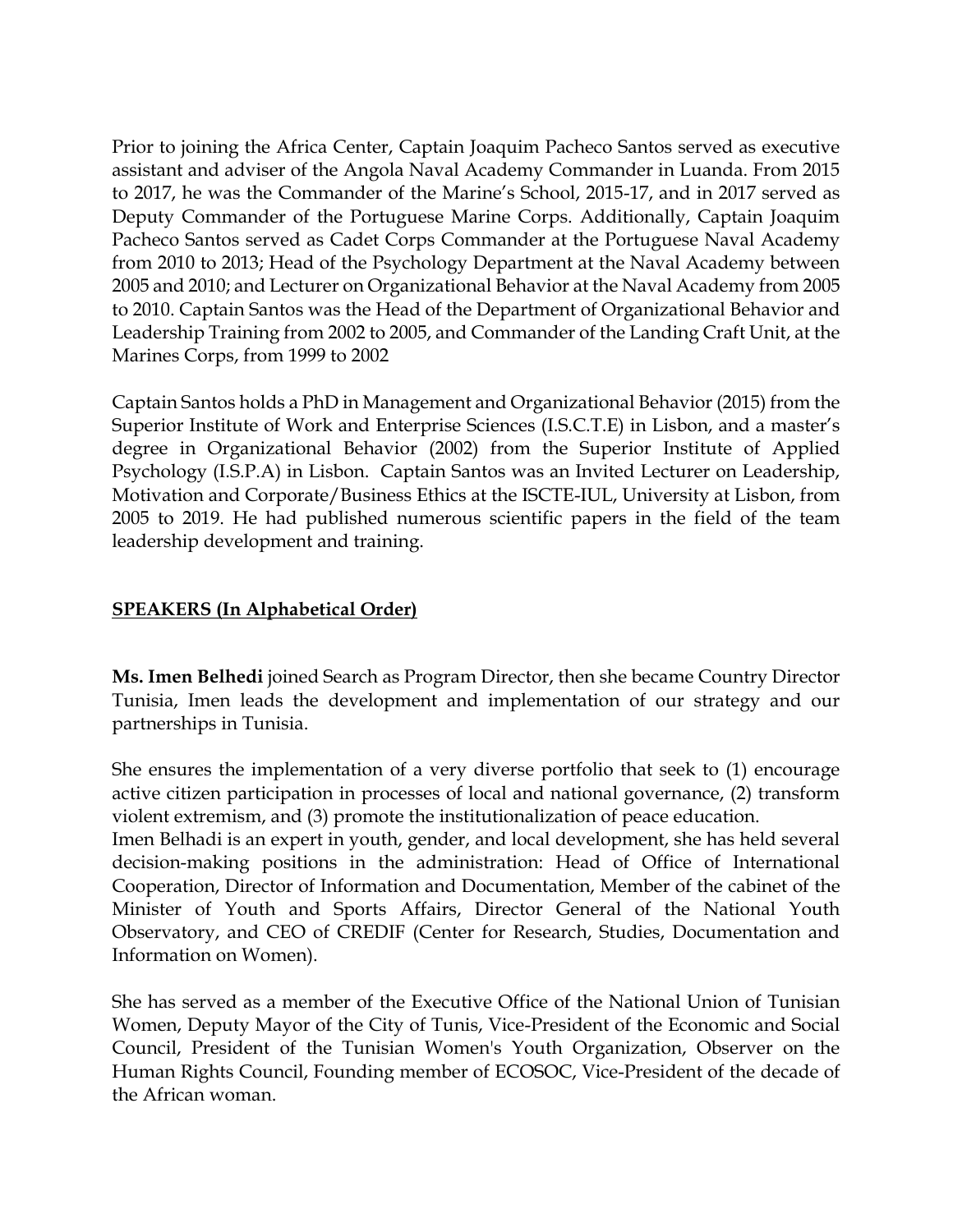Prior to joining the Africa Center, Captain Joaquim Pacheco Santos served as executive assistant and adviser of the Angola Naval Academy Commander in Luanda. From 2015 to 2017, he was the Commander of the Marine's School, 2015-17, and in 2017 served as Deputy Commander of the Portuguese Marine Corps. Additionally, Captain Joaquim Pacheco Santos served as Cadet Corps Commander at the Portuguese Naval Academy from 2010 to 2013; Head of the Psychology Department at the Naval Academy between 2005 and 2010; and Lecturer on Organizational Behavior at the Naval Academy from 2005 to 2010. Captain Santos was the Head of the Department of Organizational Behavior and Leadership Training from 2002 to 2005, and Commander of the Landing Craft Unit, at the Marines Corps, from 1999 to 2002

Captain Santos holds a PhD in Management and Organizational Behavior (2015) from the Superior Institute of Work and Enterprise Sciences (I.S.C.T.E) in Lisbon, and a master's degree in Organizational Behavior (2002) from the Superior Institute of Applied Psychology (I.S.P.A) in Lisbon. Captain Santos was an Invited Lecturer on Leadership, Motivation and Corporate/Business Ethics at the ISCTE-IUL, University at Lisbon, from 2005 to 2019. He had published numerous scientific papers in the field of the team leadership development and training.

## SPEAKERS (In Alphabetical Order)

**Ms. Imen Belhedi** joined Search as Program Director, then she became Country Director Tunisia, Imen leads the development and implementation of our strategy and our partnerships in Tunisia.

She ensures the implementation of a very diverse portfolio that seek to (1) encourage active citizen participation in processes of local and national governance, (2) transform violent extremism, and (3) promote the institutionalization of peace education.
Imen Belhadi is an expert in youth, gender, and local development, she has held several decision-making positions in the administration: Head of Office of International Cooperation, Director of Information and Documentation, Member of the cabinet of the Minister of Youth and Sports Affairs, Director General of the National Youth Observatory, and CEO of CREDIF (Center for Research, Studies, Documentation and Information on Women).

She has served as a member of the Executive Office of the National Union of Tunisian Women, Deputy Mayor of the City of Tunis, Vice-President of the Economic and Social Council, President of the Tunisian Women's Youth Organization, Observer on the Human Rights Council, Founding member of ECOSOC, Vice-President of the decade of the African woman.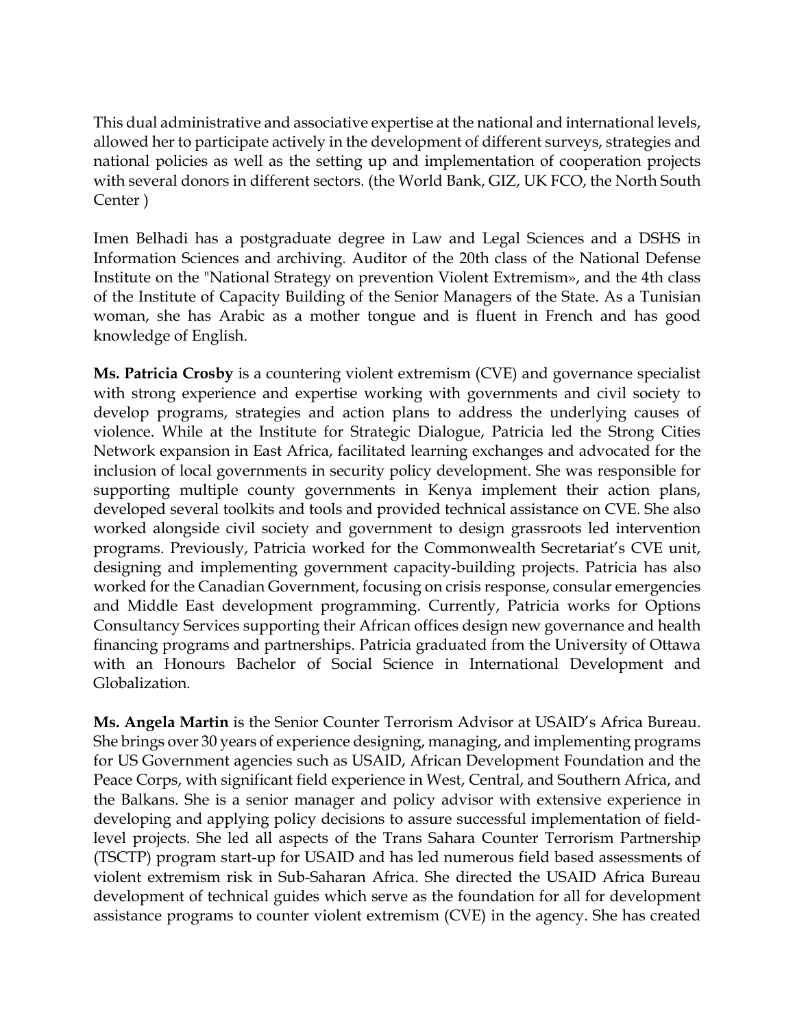This dual administrative and associative expertise at the national and international levels, allowed her to participate actively in the development of different surveys, strategies and national policies as well as the setting up and implementation of cooperation projects with several donors in different sectors. (the World Bank, GIZ, UK FCO, the North South Center )

Imen Belhadi has a postgraduate degree in Law and Legal Sciences and a DSHS in Information Sciences and archiving. Auditor of the 20th class of the National Defense Institute on the "National Strategy on prevention Violent Extremism», and the 4th class of the Institute of Capacity Building of the Senior Managers of the State. As a Tunisian woman, she has Arabic as a mother tongue and is fluent in French and has good knowledge of English.

**Ms. Patricia Crosby** is a countering violent extremism (CVE) and governance specialist with strong experience and expertise working with governments and civil society to develop programs, strategies and action plans to address the underlying causes of violence. While at the Institute for Strategic Dialogue, Patricia led the Strong Cities Network expansion in East Africa, facilitated learning exchanges and advocated for the inclusion of local governments in security policy development. She was responsible for supporting multiple county governments in Kenya implement their action plans, developed several toolkits and tools and provided technical assistance on CVE. She also worked alongside civil society and government to design grassroots led intervention programs. Previously, Patricia worked for the Commonwealth Secretariat's CVE unit, designing and implementing government capacity-building projects. Patricia has also worked for the Canadian Government, focusing on crisis response, consular emergencies and Middle East development programming. Currently, Patricia works for Options Consultancy Services supporting their African offices design new governance and health financing programs and partnerships. Patricia graduated from the University of Ottawa with an Honours Bachelor of Social Science in International Development and Globalization.

**Ms. Angela Martin** is the Senior Counter Terrorism Advisor at USAID's Africa Bureau. She brings over 30 years of experience designing, managing, and implementing programs for US Government agencies such as USAID, African Development Foundation and the Peace Corps, with significant field experience in West, Central, and Southern Africa, and the Balkans. She is a senior manager and policy advisor with extensive experience in developing and applying policy decisions to assure successful implementation of field-level projects. She led all aspects of the Trans Sahara Counter Terrorism Partnership (TSCTP) program start-up for USAID and has led numerous field based assessments of violent extremism risk in Sub-Saharan Africa. She directed the USAID Africa Bureau development of technical guides which serve as the foundation for all for development assistance programs to counter violent extremism (CVE) in the agency. She has created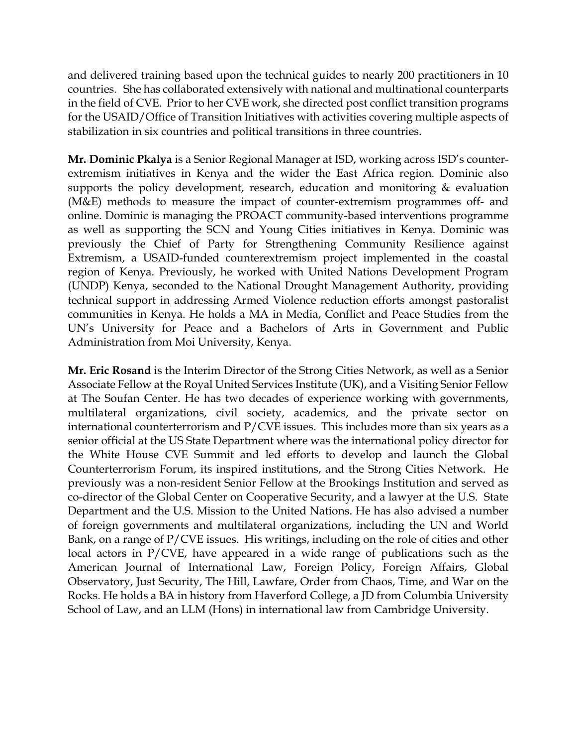and delivered training based upon the technical guides to nearly 200 practitioners in 10 countries. She has collaborated extensively with national and multinational counterparts in the field of CVE. Prior to her CVE work, she directed post conflict transition programs for the USAID/Office of Transition Initiatives with activities covering multiple aspects of stabilization in six countries and political transitions in three countries.

**Mr. Dominic Pkalya** is a Senior Regional Manager at ISD, working across ISD's counter-extremism initiatives in Kenya and the wider the East Africa region. Dominic also supports the policy development, research, education and monitoring & evaluation (M&E) methods to measure the impact of counter-extremism programmes off- and online. Dominic is managing the PROACT community-based interventions programme as well as supporting the SCN and Young Cities initiatives in Kenya. Dominic was previously the Chief of Party for Strengthening Community Resilience against Extremism, a USAID-funded counterextremism project implemented in the coastal region of Kenya. Previously, he worked with United Nations Development Program (UNDP) Kenya, seconded to the National Drought Management Authority, providing technical support in addressing Armed Violence reduction efforts amongst pastoralist communities in Kenya. He holds a MA in Media, Conflict and Peace Studies from the UN's University for Peace and a Bachelors of Arts in Government and Public Administration from Moi University, Kenya.

**Mr. Eric Rosand** is the Interim Director of the Strong Cities Network, as well as a Senior Associate Fellow at the Royal United Services Institute (UK), and a Visiting Senior Fellow at The Soufan Center. He has two decades of experience working with governments, multilateral organizations, civil society, academics, and the private sector on international counterterrorism and P/CVE issues. This includes more than six years as a senior official at the US State Department where was the international policy director for the White House CVE Summit and led efforts to develop and launch the Global Counterterrorism Forum, its inspired institutions, and the Strong Cities Network. He previously was a non-resident Senior Fellow at the Brookings Institution and served as co-director of the Global Center on Cooperative Security, and a lawyer at the U.S. State Department and the U.S. Mission to the United Nations. He has also advised a number of foreign governments and multilateral organizations, including the UN and World Bank, on a range of P/CVE issues. His writings, including on the role of cities and other local actors in P/CVE, have appeared in a wide range of publications such as the American Journal of International Law, Foreign Policy, Foreign Affairs, Global Observatory, Just Security, The Hill, Lawfare, Order from Chaos, Time, and War on the Rocks. He holds a BA in history from Haverford College, a JD from Columbia University School of Law, and an LLM (Hons) in international law from Cambridge University.